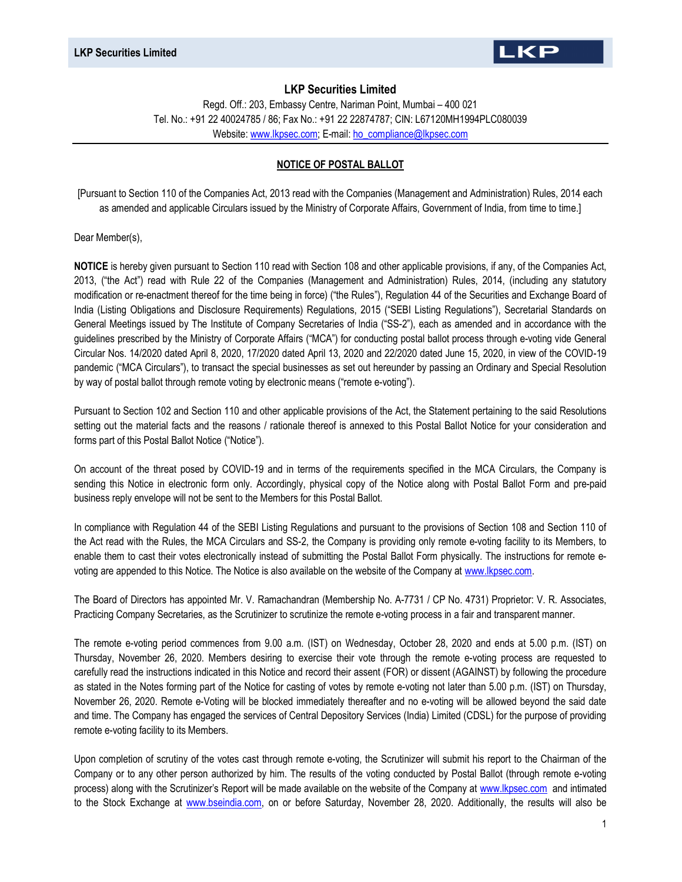# LKP Securities Limited

Regd. Off.: 203, Embassy Centre, Nariman Point, Mumbai – 400 021
Tel. No.: +91 22 40024785 / 86; Fax No.: +91 22 22874787; CIN: L67120MH1994PLC080039
Website: www.lkpsec.com; E-mail: ho_compliance@lkpsec.com

## NOTICE OF POSTAL BALLOT

[Pursuant to Section 110 of the Companies Act, 2013 read with the Companies (Management and Administration) Rules, 2014 each as amended and applicable Circulars issued by the Ministry of Corporate Affairs, Government of India, from time to time.]

Dear Member(s),

**NOTICE** is hereby given pursuant to Section 110 read with Section 108 and other applicable provisions, if any, of the Companies Act, 2013, ("the Act") read with Rule 22 of the Companies (Management and Administration) Rules, 2014, (including any statutory modification or re-enactment thereof for the time being in force) ("the Rules"), Regulation 44 of the Securities and Exchange Board of India (Listing Obligations and Disclosure Requirements) Regulations, 2015 ("SEBI Listing Regulations"), Secretarial Standards on General Meetings issued by The Institute of Company Secretaries of India ("SS-2"), each as amended and in accordance with the guidelines prescribed by the Ministry of Corporate Affairs ("MCA") for conducting postal ballot process through e-voting vide General Circular Nos. 14/2020 dated April 8, 2020, 17/2020 dated April 13, 2020 and 22/2020 dated June 15, 2020, in view of the COVID-19 pandemic ("MCA Circulars"), to transact the special businesses as set out hereunder by passing an Ordinary and Special Resolution by way of postal ballot through remote voting by electronic means ("remote e-voting").

Pursuant to Section 102 and Section 110 and other applicable provisions of the Act, the Statement pertaining to the said Resolutions setting out the material facts and the reasons / rationale thereof is annexed to this Postal Ballot Notice for your consideration and forms part of this Postal Ballot Notice ("Notice").

On account of the threat posed by COVID-19 and in terms of the requirements specified in the MCA Circulars, the Company is sending this Notice in electronic form only. Accordingly, physical copy of the Notice along with Postal Ballot Form and pre-paid business reply envelope will not be sent to the Members for this Postal Ballot.

In compliance with Regulation 44 of the SEBI Listing Regulations and pursuant to the provisions of Section 108 and Section 110 of the Act read with the Rules, the MCA Circulars and SS-2, the Company is providing only remote e-voting facility to its Members, to enable them to cast their votes electronically instead of submitting the Postal Ballot Form physically. The instructions for remote e-voting are appended to this Notice. The Notice is also available on the website of the Company at www.lkpsec.com.

The Board of Directors has appointed Mr. V. Ramachandran (Membership No. A-7731 / CP No. 4731) Proprietor: V. R. Associates, Practicing Company Secretaries, as the Scrutinizer to scrutinize the remote e-voting process in a fair and transparent manner.

The remote e-voting period commences from 9.00 a.m. (IST) on Wednesday, October 28, 2020 and ends at 5.00 p.m. (IST) on Thursday, November 26, 2020. Members desiring to exercise their vote through the remote e-voting process are requested to carefully read the instructions indicated in this Notice and record their assent (FOR) or dissent (AGAINST) by following the procedure as stated in the Notes forming part of the Notice for casting of votes by remote e-voting not later than 5.00 p.m. (IST) on Thursday, November 26, 2020. Remote e-Voting will be blocked immediately thereafter and no e-voting will be allowed beyond the said date and time. The Company has engaged the services of Central Depository Services (India) Limited (CDSL) for the purpose of providing remote e-voting facility to its Members.

Upon completion of scrutiny of the votes cast through remote e-voting, the Scrutinizer will submit his report to the Chairman of the Company or to any other person authorized by him. The results of the voting conducted by Postal Ballot (through remote e-voting process) along with the Scrutinizer's Report will be made available on the website of the Company at www.lkpsec.com and intimated to the Stock Exchange at www.bseindia.com, on or before Saturday, November 28, 2020. Additionally, the results will also be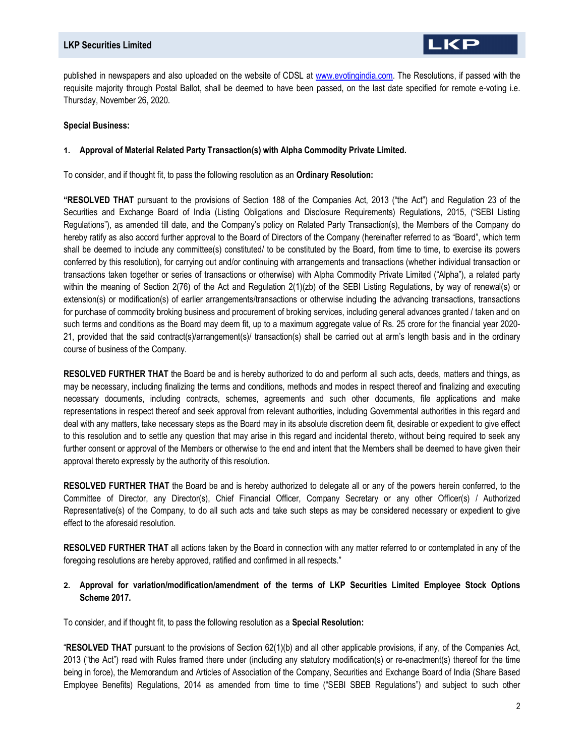published in newspapers and also uploaded on the website of CDSL at www.evotingindia.com. The Resolutions, if passed with the requisite majority through Postal Ballot, shall be deemed to have been passed, on the last date specified for remote e-voting i.e. Thursday, November 26, 2020.

**Special Business:**

**1. Approval of Material Related Party Transaction(s) with Alpha Commodity Private Limited.**

To consider, and if thought fit, to pass the following resolution as an **Ordinary Resolution:**

**"RESOLVED THAT** pursuant to the provisions of Section 188 of the Companies Act, 2013 ("the Act") and Regulation 23 of the Securities and Exchange Board of India (Listing Obligations and Disclosure Requirements) Regulations, 2015, ("SEBI Listing Regulations"), as amended till date, and the Company's policy on Related Party Transaction(s), the Members of the Company do hereby ratify as also accord further approval to the Board of Directors of the Company (hereinafter referred to as "Board", which term shall be deemed to include any committee(s) constituted/ to be constituted by the Board, from time to time, to exercise its powers conferred by this resolution), for carrying out and/or continuing with arrangements and transactions (whether individual transaction or transactions taken together or series of transactions or otherwise) with Alpha Commodity Private Limited ("Alpha"), a related party within the meaning of Section 2(76) of the Act and Regulation 2(1)(zb) of the SEBI Listing Regulations, by way of renewal(s) or extension(s) or modification(s) of earlier arrangements/transactions or otherwise including the advancing transactions, transactions for purchase of commodity broking business and procurement of broking services, including general advances granted / taken and on such terms and conditions as the Board may deem fit, up to a maximum aggregate value of Rs. 25 crore for the financial year 2020-21, provided that the said contract(s)/arrangement(s)/ transaction(s) shall be carried out at arm's length basis and in the ordinary course of business of the Company.

**RESOLVED FURTHER THAT** the Board be and is hereby authorized to do and perform all such acts, deeds, matters and things, as may be necessary, including finalizing the terms and conditions, methods and modes in respect thereof and finalizing and executing necessary documents, including contracts, schemes, agreements and such other documents, file applications and make representations in respect thereof and seek approval from relevant authorities, including Governmental authorities in this regard and deal with any matters, take necessary steps as the Board may in its absolute discretion deem fit, desirable or expedient to give effect to this resolution and to settle any question that may arise in this regard and incidental thereto, without being required to seek any further consent or approval of the Members or otherwise to the end and intent that the Members shall be deemed to have given their approval thereto expressly by the authority of this resolution.

**RESOLVED FURTHER THAT** the Board be and is hereby authorized to delegate all or any of the powers herein conferred, to the Committee of Director, any Director(s), Chief Financial Officer, Company Secretary or any other Officer(s) / Authorized Representative(s) of the Company, to do all such acts and take such steps as may be considered necessary or expedient to give effect to the aforesaid resolution.

**RESOLVED FURTHER THAT** all actions taken by the Board in connection with any matter referred to or contemplated in any of the foregoing resolutions are hereby approved, ratified and confirmed in all respects."

**2. Approval for variation/modification/amendment of the terms of LKP Securities Limited Employee Stock Options Scheme 2017.**

To consider, and if thought fit, to pass the following resolution as a **Special Resolution:**

"**RESOLVED THAT** pursuant to the provisions of Section 62(1)(b) and all other applicable provisions, if any, of the Companies Act, 2013 ("the Act") read with Rules framed there under (including any statutory modification(s) or re-enactment(s) thereof for the time being in force), the Memorandum and Articles of Association of the Company, Securities and Exchange Board of India (Share Based Employee Benefits) Regulations, 2014 as amended from time to time ("SEBI SBEB Regulations") and subject to such other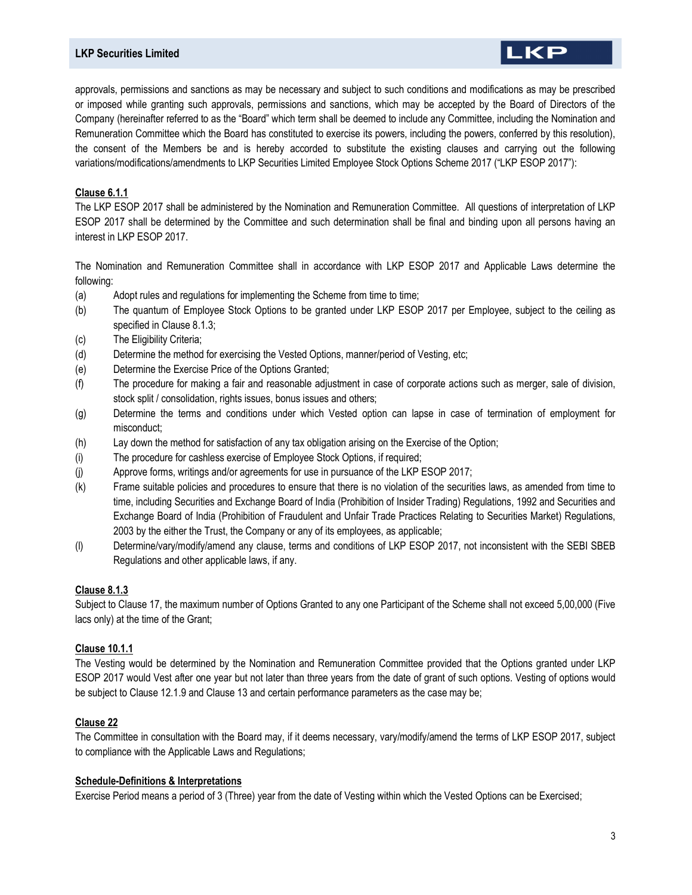approvals, permissions and sanctions as may be necessary and subject to such conditions and modifications as may be prescribed or imposed while granting such approvals, permissions and sanctions, which may be accepted by the Board of Directors of the Company (hereinafter referred to as the "Board" which term shall be deemed to include any Committee, including the Nomination and Remuneration Committee which the Board has constituted to exercise its powers, including the powers, conferred by this resolution), the consent of the Members be and is hereby accorded to substitute the existing clauses and carrying out the following variations/modifications/amendments to LKP Securities Limited Employee Stock Options Scheme 2017 ("LKP ESOP 2017"):

**Clause 6.1.1**

The LKP ESOP 2017 shall be administered by the Nomination and Remuneration Committee. All questions of interpretation of LKP ESOP 2017 shall be determined by the Committee and such determination shall be final and binding upon all persons having an interest in LKP ESOP 2017.

The Nomination and Remuneration Committee shall in accordance with LKP ESOP 2017 and Applicable Laws determine the following:

(a) Adopt rules and regulations for implementing the Scheme from time to time;

(b) The quantum of Employee Stock Options to be granted under LKP ESOP 2017 per Employee, subject to the ceiling as specified in Clause 8.1.3;

(c) The Eligibility Criteria;

(d) Determine the method for exercising the Vested Options, manner/period of Vesting, etc;

(e) Determine the Exercise Price of the Options Granted;

(f) The procedure for making a fair and reasonable adjustment in case of corporate actions such as merger, sale of division, stock split / consolidation, rights issues, bonus issues and others;

(g) Determine the terms and conditions under which Vested option can lapse in case of termination of employment for misconduct;

(h) Lay down the method for satisfaction of any tax obligation arising on the Exercise of the Option;

(i) The procedure for cashless exercise of Employee Stock Options, if required;

(j) Approve forms, writings and/or agreements for use in pursuance of the LKP ESOP 2017;

(k) Frame suitable policies and procedures to ensure that there is no violation of the securities laws, as amended from time to time, including Securities and Exchange Board of India (Prohibition of Insider Trading) Regulations, 1992 and Securities and Exchange Board of India (Prohibition of Fraudulent and Unfair Trade Practices Relating to Securities Market) Regulations, 2003 by the either the Trust, the Company or any of its employees, as applicable;

(l) Determine/vary/modify/amend any clause, terms and conditions of LKP ESOP 2017, not inconsistent with the SEBI SBEB Regulations and other applicable laws, if any.

**Clause 8.1.3**

Subject to Clause 17, the maximum number of Options Granted to any one Participant of the Scheme shall not exceed 5,00,000 (Five lacs only) at the time of the Grant;

**Clause 10.1.1**

The Vesting would be determined by the Nomination and Remuneration Committee provided that the Options granted under LKP ESOP 2017 would Vest after one year but not later than three years from the date of grant of such options. Vesting of options would be subject to Clause 12.1.9 and Clause 13 and certain performance parameters as the case may be;

**Clause 22**

The Committee in consultation with the Board may, if it deems necessary, vary/modify/amend the terms of LKP ESOP 2017, subject to compliance with the Applicable Laws and Regulations;

**Schedule-Definitions & Interpretations**

Exercise Period means a period of 3 (Three) year from the date of Vesting within which the Vested Options can be Exercised;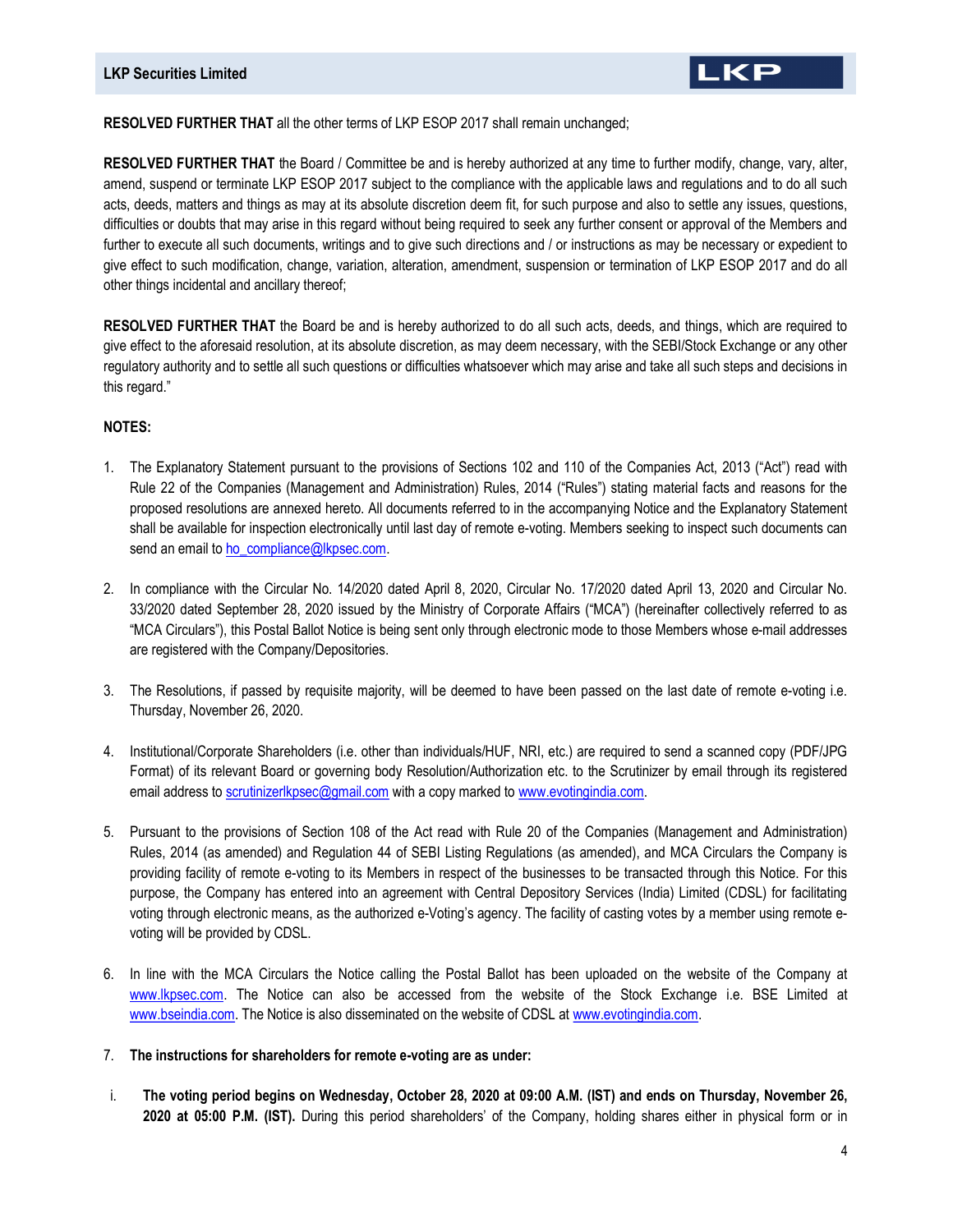**RESOLVED FURTHER THAT** all the other terms of LKP ESOP 2017 shall remain unchanged;

**RESOLVED FURTHER THAT** the Board / Committee be and is hereby authorized at any time to further modify, change, vary, alter, amend, suspend or terminate LKP ESOP 2017 subject to the compliance with the applicable laws and regulations and to do all such acts, deeds, matters and things as may at its absolute discretion deem fit, for such purpose and also to settle any issues, questions, difficulties or doubts that may arise in this regard without being required to seek any further consent or approval of the Members and further to execute all such documents, writings and to give such directions and / or instructions as may be necessary or expedient to give effect to such modification, change, variation, alteration, amendment, suspension or termination of LKP ESOP 2017 and do all other things incidental and ancillary thereof;

**RESOLVED FURTHER THAT** the Board be and is hereby authorized to do all such acts, deeds, and things, which are required to give effect to the aforesaid resolution, at its absolute discretion, as may deem necessary, with the SEBI/Stock Exchange or any other regulatory authority and to settle all such questions or difficulties whatsoever which may arise and take all such steps and decisions in this regard."

**NOTES:**

1. The Explanatory Statement pursuant to the provisions of Sections 102 and 110 of the Companies Act, 2013 ("Act") read with Rule 22 of the Companies (Management and Administration) Rules, 2014 ("Rules") stating material facts and reasons for the proposed resolutions are annexed hereto. All documents referred to in the accompanying Notice and the Explanatory Statement shall be available for inspection electronically until last day of remote e-voting. Members seeking to inspect such documents can send an email to ho_compliance@lkpsec.com.

2. In compliance with the Circular No. 14/2020 dated April 8, 2020, Circular No. 17/2020 dated April 13, 2020 and Circular No. 33/2020 dated September 28, 2020 issued by the Ministry of Corporate Affairs ("MCA") (hereinafter collectively referred to as "MCA Circulars"), this Postal Ballot Notice is being sent only through electronic mode to those Members whose e-mail addresses are registered with the Company/Depositories.

3. The Resolutions, if passed by requisite majority, will be deemed to have been passed on the last date of remote e-voting i.e. Thursday, November 26, 2020.

4. Institutional/Corporate Shareholders (i.e. other than individuals/HUF, NRI, etc.) are required to send a scanned copy (PDF/JPG Format) of its relevant Board or governing body Resolution/Authorization etc. to the Scrutinizer by email through its registered email address to scrutinizerlkpsec@gmail.com with a copy marked to www.evotingindia.com.

5. Pursuant to the provisions of Section 108 of the Act read with Rule 20 of the Companies (Management and Administration) Rules, 2014 (as amended) and Regulation 44 of SEBI Listing Regulations (as amended), and MCA Circulars the Company is providing facility of remote e-voting to its Members in respect of the businesses to be transacted through this Notice. For this purpose, the Company has entered into an agreement with Central Depository Services (India) Limited (CDSL) for facilitating voting through electronic means, as the authorized e-Voting's agency. The facility of casting votes by a member using remote e-voting will be provided by CDSL.

6. In line with the MCA Circulars the Notice calling the Postal Ballot has been uploaded on the website of the Company at www.lkpsec.com. The Notice can also be accessed from the website of the Stock Exchange i.e. BSE Limited at www.bseindia.com. The Notice is also disseminated on the website of CDSL at www.evotingindia.com.

7. **The instructions for shareholders for remote e-voting are as under:**

   i. **The voting period begins on Wednesday, October 28, 2020 at 09:00 A.M. (IST) and ends on Thursday, November 26, 2020 at 05:00 P.M. (IST).** During this period shareholders' of the Company, holding shares either in physical form or in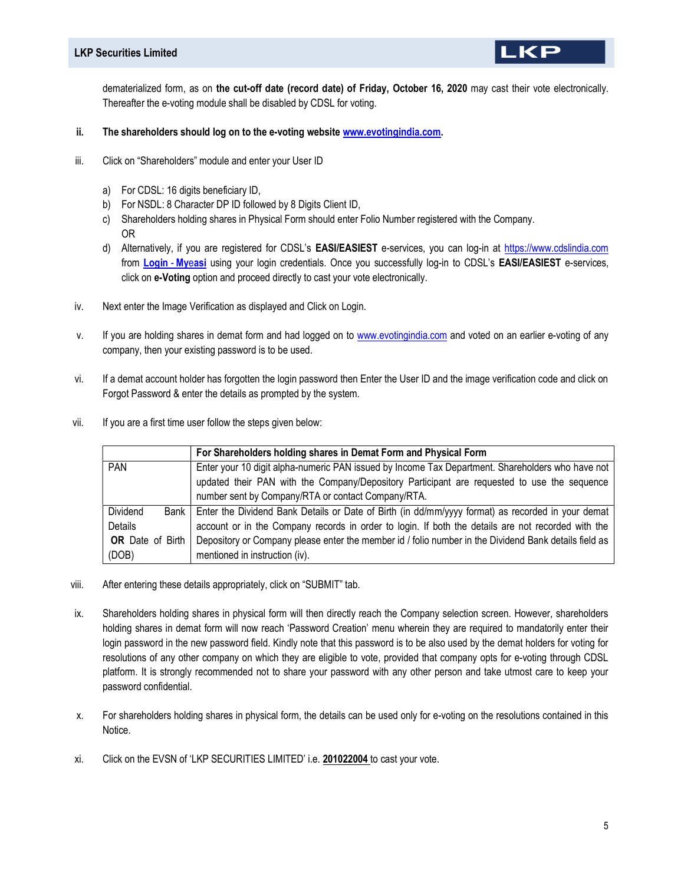dematerialized form, as on **the cut-off date (record date) of Friday, October 16, 2020** may cast their vote electronically. Thereafter the e-voting module shall be disabled by CDSL for voting.

ii. **The shareholders should log on to the e-voting website [www.evotingindia.com](http://www.evotingindia.com).**

iii. Click on "Shareholders" module and enter your User ID

a) For CDSL: 16 digits beneficiary ID,
b) For NSDL: 8 Character DP ID followed by 8 Digits Client ID,
c) Shareholders holding shares in Physical Form should enter Folio Number registered with the Company.
OR
d) Alternatively, if you are registered for CDSL's **EASI/EASIEST** e-services, you can log-in at https://www.cdslindia.com from **Login - Myeasi** using your login credentials. Once you successfully log-in to CDSL's **EASI/EASIEST** e-services, click on **e-Voting** option and proceed directly to cast your vote electronically.

iv. Next enter the Image Verification as displayed and Click on Login.

v. If you are holding shares in demat form and had logged on to www.evotingindia.com and voted on an earlier e-voting of any company, then your existing password is to be used.

vi. If a demat account holder has forgotten the login password then Enter the User ID and the image verification code and click on Forgot Password & enter the details as prompted by the system.

vii. If you are a first time user follow the steps given below:

| | **For Shareholders holding shares in Demat Form and Physical Form** |
|---|---|
| PAN | Enter your 10 digit alpha-numeric PAN issued by Income Tax Department. Shareholders who have not updated their PAN with the Company/Depository Participant are requested to use the sequence number sent by Company/RTA or contact Company/RTA. |
| Dividend Bank Details **OR** Date of Birth (DOB) | Enter the Dividend Bank Details or Date of Birth (in dd/mm/yyyy format) as recorded in your demat account or in the Company records in order to login. If both the details are not recorded with the Depository or Company please enter the member id / folio number in the Dividend Bank details field as mentioned in instruction (iv). |

viii. After entering these details appropriately, click on "SUBMIT" tab.

ix. Shareholders holding shares in physical form will then directly reach the Company selection screen. However, shareholders holding shares in demat form will now reach 'Password Creation' menu wherein they are required to mandatorily enter their login password in the new password field. Kindly note that this password is to be also used by the demat holders for voting for resolutions of any other company on which they are eligible to vote, provided that company opts for e-voting through CDSL platform. It is strongly recommended not to share your password with any other person and take utmost care to keep your password confidential.

x. For shareholders holding shares in physical form, the details can be used only for e-voting on the resolutions contained in this Notice.

xi. Click on the EVSN of 'LKP SECURITIES LIMITED' i.e. **201022004** to cast your vote.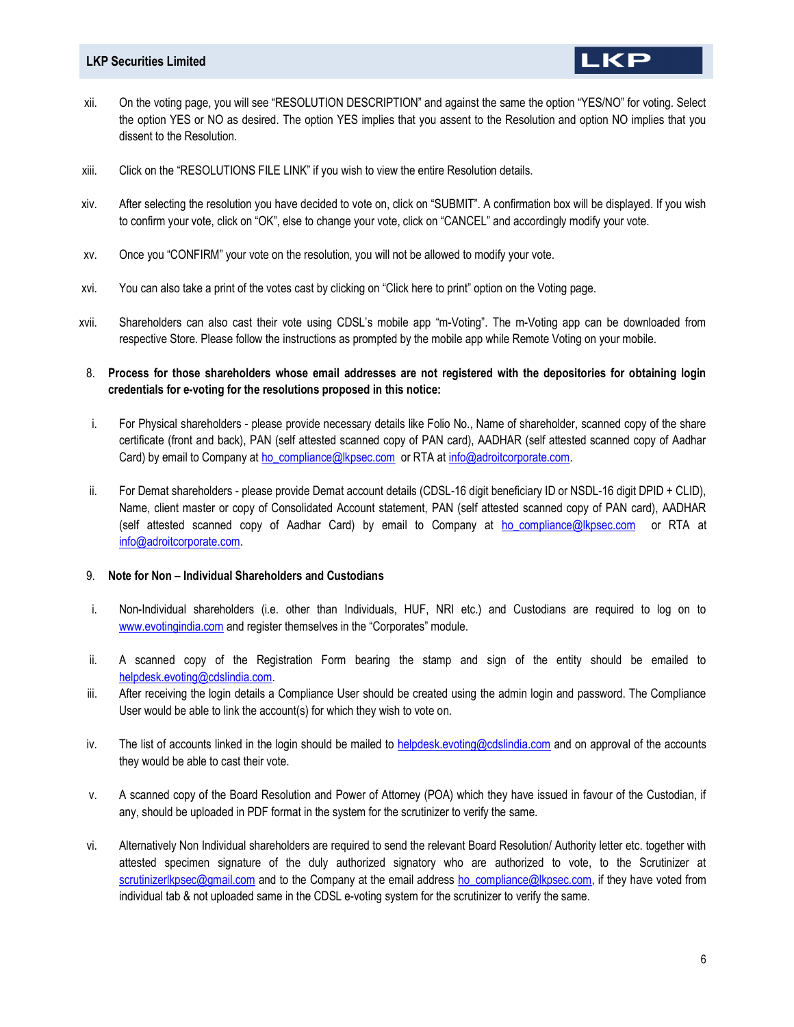xii. On the voting page, you will see "RESOLUTION DESCRIPTION" and against the same the option "YES/NO" for voting. Select the option YES or NO as desired. The option YES implies that you assent to the Resolution and option NO implies that you dissent to the Resolution.

xiii. Click on the "RESOLUTIONS FILE LINK" if you wish to view the entire Resolution details.

xiv. After selecting the resolution you have decided to vote on, click on "SUBMIT". A confirmation box will be displayed. If you wish to confirm your vote, click on "OK", else to change your vote, click on "CANCEL" and accordingly modify your vote.

xv. Once you "CONFIRM" your vote on the resolution, you will not be allowed to modify your vote.

xvi. You can also take a print of the votes cast by clicking on "Click here to print" option on the Voting page.

xvii. Shareholders can also cast their vote using CDSL's mobile app "m-Voting". The m-Voting app can be downloaded from respective Store. Please follow the instructions as prompted by the mobile app while Remote Voting on your mobile.

8. **Process for those shareholders whose email addresses are not registered with the depositories for obtaining login credentials for e-voting for the resolutions proposed in this notice:**

i. For Physical shareholders - please provide necessary details like Folio No., Name of shareholder, scanned copy of the share certificate (front and back), PAN (self attested scanned copy of PAN card), AADHAR (self attested scanned copy of Aadhar Card) by email to Company at ho_compliance@lkpsec.com or RTA at info@adroitcorporate.com.

ii. For Demat shareholders - please provide Demat account details (CDSL-16 digit beneficiary ID or NSDL-16 digit DPID + CLID), Name, client master or copy of Consolidated Account statement, PAN (self attested scanned copy of PAN card), AADHAR (self attested scanned copy of Aadhar Card) by email to Company at ho_compliance@lkpsec.com or RTA at info@adroitcorporate.com.

9. **Note for Non – Individual Shareholders and Custodians**

i. Non-Individual shareholders (i.e. other than Individuals, HUF, NRI etc.) and Custodians are required to log on to www.evotingindia.com and register themselves in the "Corporates" module.

ii. A scanned copy of the Registration Form bearing the stamp and sign of the entity should be emailed to helpdesk.evoting@cdslindia.com.

iii. After receiving the login details a Compliance User should be created using the admin login and password. The Compliance User would be able to link the account(s) for which they wish to vote on.

iv. The list of accounts linked in the login should be mailed to helpdesk.evoting@cdslindia.com and on approval of the accounts they would be able to cast their vote.

v. A scanned copy of the Board Resolution and Power of Attorney (POA) which they have issued in favour of the Custodian, if any, should be uploaded in PDF format in the system for the scrutinizer to verify the same.

vi. Alternatively Non Individual shareholders are required to send the relevant Board Resolution/ Authority letter etc. together with attested specimen signature of the duly authorized signatory who are authorized to vote, to the Scrutinizer at scrutinizerlkpsec@gmail.com and to the Company at the email address ho_compliance@lkpsec.com, if they have voted from individual tab & not uploaded same in the CDSL e-voting system for the scrutinizer to verify the same.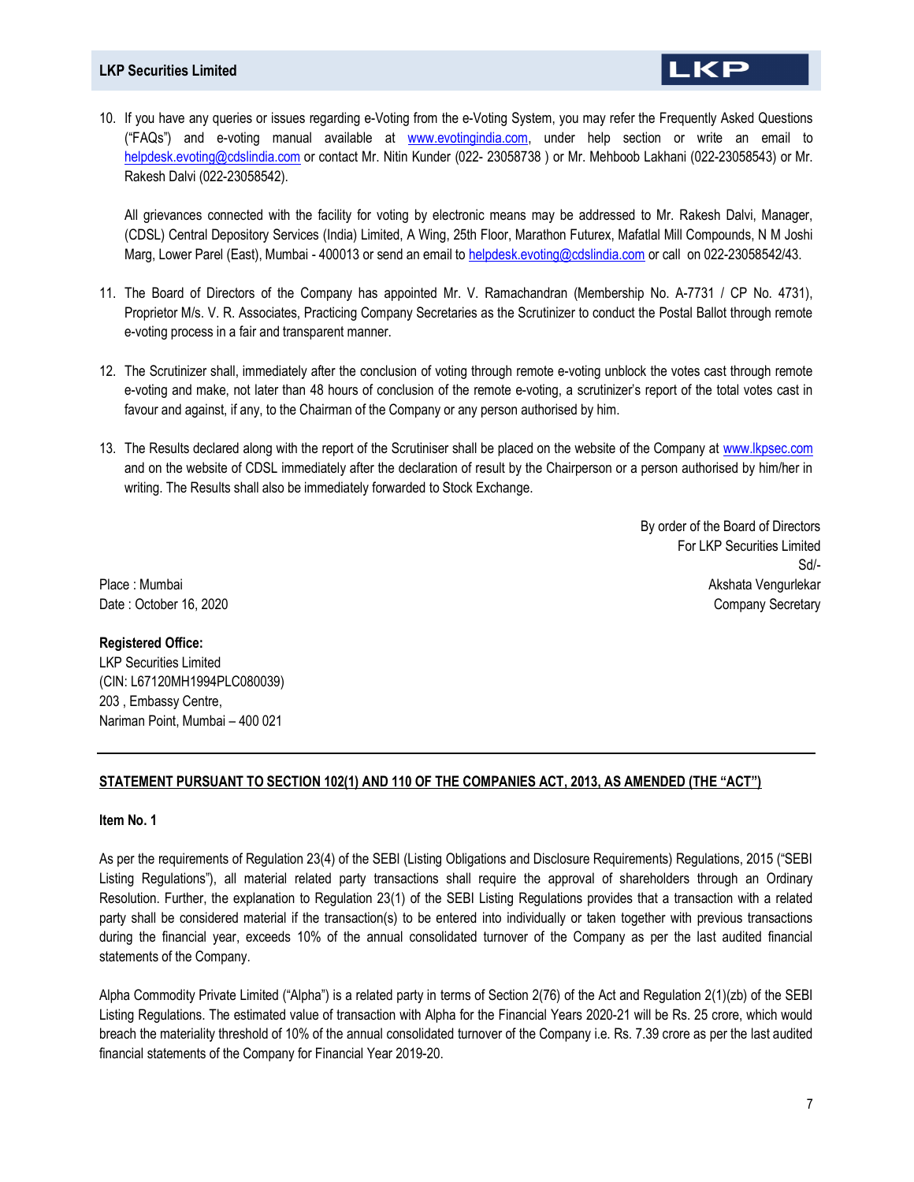10. If you have any queries or issues regarding e-Voting from the e-Voting System, you may refer the Frequently Asked Questions ("FAQs") and e-voting manual available at www.evotingindia.com, under help section or write an email to helpdesk.evoting@cdslindia.com or contact Mr. Nitin Kunder (022- 23058738 ) or Mr. Mehboob Lakhani (022-23058543) or Mr. Rakesh Dalvi (022-23058542).

    All grievances connected with the facility for voting by electronic means may be addressed to Mr. Rakesh Dalvi, Manager, (CDSL) Central Depository Services (India) Limited, A Wing, 25th Floor, Marathon Futurex, Mafatlal Mill Compounds, N M Joshi Marg, Lower Parel (East), Mumbai - 400013 or send an email to helpdesk.evoting@cdslindia.com or call on 022-23058542/43.

11. The Board of Directors of the Company has appointed Mr. V. Ramachandran (Membership No. A-7731 / CP No. 4731), Proprietor M/s. V. R. Associates, Practicing Company Secretaries as the Scrutinizer to conduct the Postal Ballot through remote e-voting process in a fair and transparent manner.

12. The Scrutinizer shall, immediately after the conclusion of voting through remote e-voting unblock the votes cast through remote e-voting and make, not later than 48 hours of conclusion of the remote e-voting, a scrutinizer's report of the total votes cast in favour and against, if any, to the Chairman of the Company or any person authorised by him.

13. The Results declared along with the report of the Scrutiniser shall be placed on the website of the Company at www.lkpsec.com and on the website of CDSL immediately after the declaration of result by the Chairperson or a person authorised by him/her in writing. The Results shall also be immediately forwarded to Stock Exchange.

By order of the Board of Directors
For LKP Securities Limited
Sd/-
Akshata Vengurlekar
Company Secretary

Place : Mumbai
Date : October 16, 2020

**Registered Office:**
LKP Securities Limited
(CIN: L67120MH1994PLC080039)
203 , Embassy Centre,
Nariman Point, Mumbai – 400 021

---

**STATEMENT PURSUANT TO SECTION 102(1) AND 110 OF THE COMPANIES ACT, 2013, AS AMENDED (THE "ACT")**

**Item No. 1**

As per the requirements of Regulation 23(4) of the SEBI (Listing Obligations and Disclosure Requirements) Regulations, 2015 ("SEBI Listing Regulations"), all material related party transactions shall require the approval of shareholders through an Ordinary Resolution. Further, the explanation to Regulation 23(1) of the SEBI Listing Regulations provides that a transaction with a related party shall be considered material if the transaction(s) to be entered into individually or taken together with previous transactions during the financial year, exceeds 10% of the annual consolidated turnover of the Company as per the last audited financial statements of the Company.

Alpha Commodity Private Limited ("Alpha") is a related party in terms of Section 2(76) of the Act and Regulation 2(1)(zb) of the SEBI Listing Regulations. The estimated value of transaction with Alpha for the Financial Years 2020-21 will be Rs. 25 crore, which would breach the materiality threshold of 10% of the annual consolidated turnover of the Company i.e. Rs. 7.39 crore as per the last audited financial statements of the Company for Financial Year 2019-20.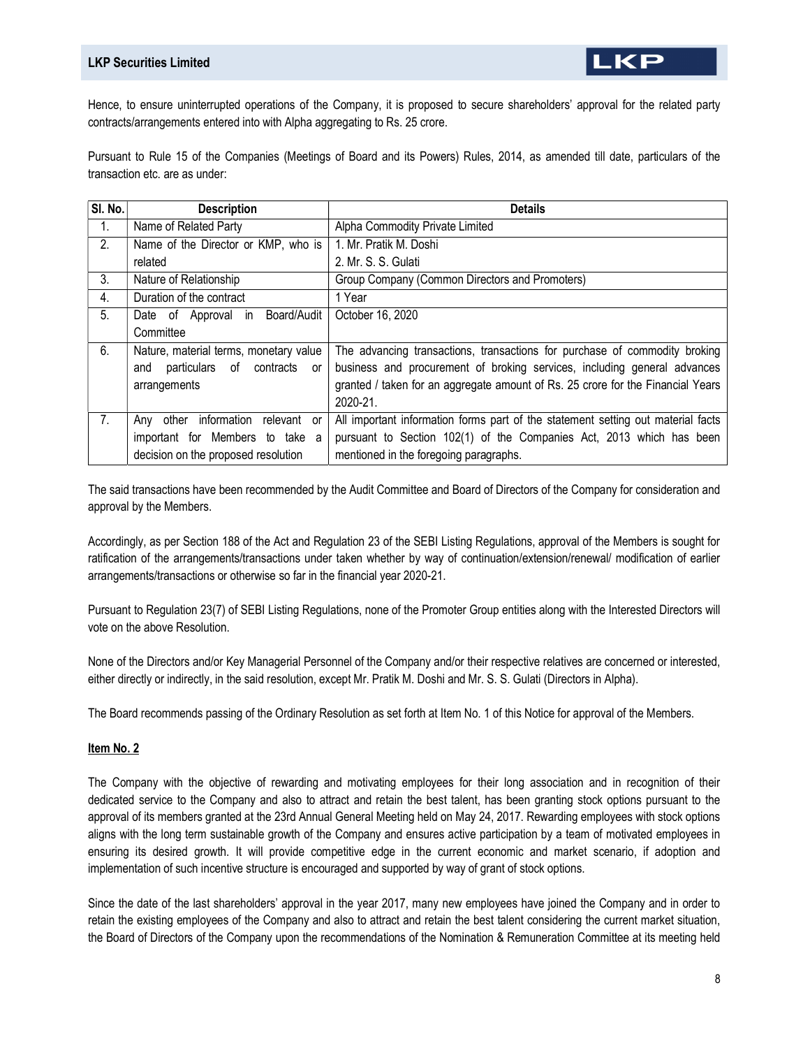Hence, to ensure uninterrupted operations of the Company, it is proposed to secure shareholders' approval for the related party contracts/arrangements entered into with Alpha aggregating to Rs. 25 crore.

Pursuant to Rule 15 of the Companies (Meetings of Board and its Powers) Rules, 2014, as amended till date, particulars of the transaction etc. are as under:

| Sl. No. | Description | Details |
|---|---|---|
| 1. | Name of Related Party | Alpha Commodity Private Limited |
| 2. | Name of the Director or KMP, who is related | 1. Mr. Pratik M. Doshi<br>2. Mr. S. S. Gulati |
| 3. | Nature of Relationship | Group Company (Common Directors and Promoters) |
| 4. | Duration of the contract | 1 Year |
| 5. | Date of Approval in Board/Audit Committee | October 16, 2020 |
| 6. | Nature, material terms, monetary value and particulars of contracts or arrangements | The advancing transactions, transactions for purchase of commodity broking business and procurement of broking services, including general advances granted / taken for an aggregate amount of Rs. 25 crore for the Financial Years 2020-21. |
| 7. | Any other information relevant or important for Members to take a decision on the proposed resolution | All important information forms part of the statement setting out material facts pursuant to Section 102(1) of the Companies Act, 2013 which has been mentioned in the foregoing paragraphs. |

The said transactions have been recommended by the Audit Committee and Board of Directors of the Company for consideration and approval by the Members.

Accordingly, as per Section 188 of the Act and Regulation 23 of the SEBI Listing Regulations, approval of the Members is sought for ratification of the arrangements/transactions under taken whether by way of continuation/extension/renewal/ modification of earlier arrangements/transactions or otherwise so far in the financial year 2020-21.

Pursuant to Regulation 23(7) of SEBI Listing Regulations, none of the Promoter Group entities along with the Interested Directors will vote on the above Resolution.

None of the Directors and/or Key Managerial Personnel of the Company and/or their respective relatives are concerned or interested, either directly or indirectly, in the said resolution, except Mr. Pratik M. Doshi and Mr. S. S. Gulati (Directors in Alpha).

The Board recommends passing of the Ordinary Resolution as set forth at Item No. 1 of this Notice for approval of the Members.

**Item No. 2**

The Company with the objective of rewarding and motivating employees for their long association and in recognition of their dedicated service to the Company and also to attract and retain the best talent, has been granting stock options pursuant to the approval of its members granted at the 23rd Annual General Meeting held on May 24, 2017. Rewarding employees with stock options aligns with the long term sustainable growth of the Company and ensures active participation by a team of motivated employees in ensuring its desired growth. It will provide competitive edge in the current economic and market scenario, if adoption and implementation of such incentive structure is encouraged and supported by way of grant of stock options.

Since the date of the last shareholders' approval in the year 2017, many new employees have joined the Company and in order to retain the existing employees of the Company and also to attract and retain the best talent considering the current market situation, the Board of Directors of the Company upon the recommendations of the Nomination & Remuneration Committee at its meeting held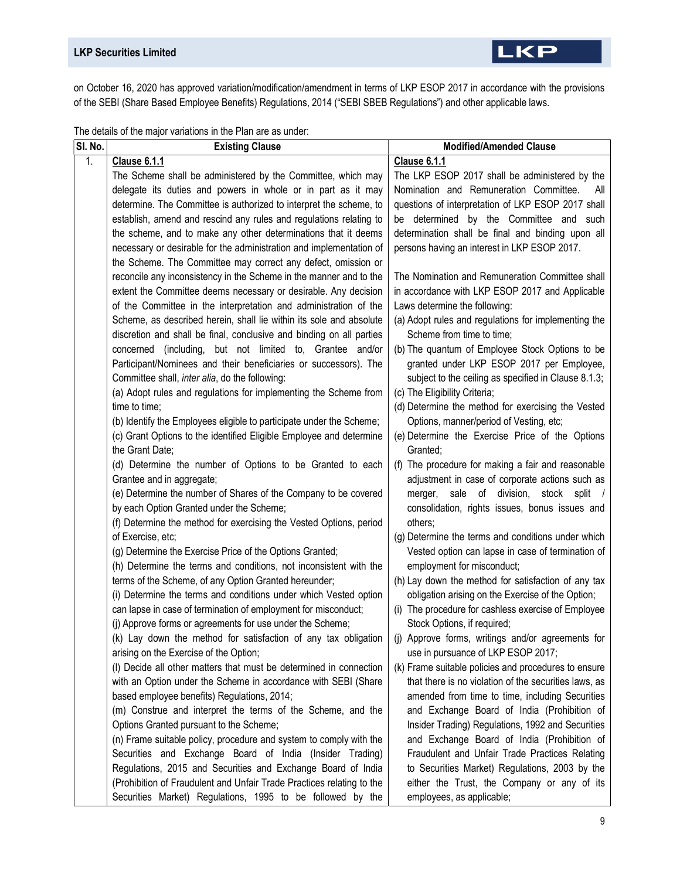on October 16, 2020 has approved variation/modification/amendment in terms of LKP ESOP 2017 in accordance with the provisions of the SEBI (Share Based Employee Benefits) Regulations, 2014 ("SEBI SBEB Regulations") and other applicable laws.

The details of the major variations in the Plan are as under:

| Sl. No. | Existing Clause | Modified/Amended Clause |
|---|---|---|
| 1. | **Clause 6.1.1**<br>The Scheme shall be administered by the Committee, which may delegate its duties and powers in whole or in part as it may determine. The Committee is authorized to interpret the scheme, to establish, amend and rescind any rules and regulations relating to the scheme, and to make any other determinations that it deems necessary or desirable for the administration and implementation of the Scheme. The Committee may correct any defect, omission or reconcile any inconsistency in the Scheme in the manner and to the extent the Committee deems necessary or desirable. Any decision of the Committee in the interpretation and administration of the Scheme, as described herein, shall lie within its sole and absolute discretion and shall be final, conclusive and binding on all parties concerned (including, but not limited to, Grantee and/or Participant/Nominees and their beneficiaries or successors). The Committee shall, *inter alia*, do the following:<br>(a) Adopt rules and regulations for implementing the Scheme from time to time;<br>(b) Identify the Employees eligible to participate under the Scheme;<br>(c) Grant Options to the identified Eligible Employee and determine the Grant Date;<br>(d) Determine the number of Options to be Granted to each Grantee and in aggregate;<br>(e) Determine the number of Shares of the Company to be covered by each Option Granted under the Scheme;<br>(f) Determine the method for exercising the Vested Options, period of Exercise, etc;<br>(g) Determine the Exercise Price of the Options Granted;<br>(h) Determine the terms and conditions, not inconsistent with the terms of the Scheme, of any Option Granted hereunder;<br>(i) Determine the terms and conditions under which Vested option can lapse in case of termination of employment for misconduct;<br>(j) Approve forms or agreements for use under the Scheme;<br>(k) Lay down the method for satisfaction of any tax obligation arising on the Exercise of the Option;<br>(l) Decide all other matters that must be determined in connection with an Option under the Scheme in accordance with SEBI (Share based employee benefits) Regulations, 2014;<br>(m) Construe and interpret the terms of the Scheme, and the Options Granted pursuant to the Scheme;<br>(n) Frame suitable policy, procedure and system to comply with the Securities and Exchange Board of India (Insider Trading) Regulations, 2015 and Securities and Exchange Board of India (Prohibition of Fraudulent and Unfair Trade Practices relating to the Securities Market) Regulations, 1995 to be followed by the | **Clause 6.1.1**<br>The LKP ESOP 2017 shall be administered by the Nomination and Remuneration Committee. All questions of interpretation of LKP ESOP 2017 shall be determined by the Committee and such determination shall be final and binding upon all persons having an interest in LKP ESOP 2017.<br><br>The Nomination and Remuneration Committee shall in accordance with LKP ESOP 2017 and Applicable Laws determine the following:<br>(a) Adopt rules and regulations for implementing the Scheme from time to time;<br>(b) The quantum of Employee Stock Options to be granted under LKP ESOP 2017 per Employee, subject to the ceiling as specified in Clause 8.1.3;<br>(c) The Eligibility Criteria;<br>(d) Determine the method for exercising the Vested Options, manner/period of Vesting, etc;<br>(e) Determine the Exercise Price of the Options Granted;<br>(f) The procedure for making a fair and reasonable adjustment in case of corporate actions such as merger, sale of division, stock split / consolidation, rights issues, bonus issues and others;<br>(g) Determine the terms and conditions under which Vested option can lapse in case of termination of employment for misconduct;<br>(h) Lay down the method for satisfaction of any tax obligation arising on the Exercise of the Option;<br>(i) The procedure for cashless exercise of Employee Stock Options, if required;<br>(j) Approve forms, writings and/or agreements for use in pursuance of LKP ESOP 2017;<br>(k) Frame suitable policies and procedures to ensure that there is no violation of the securities laws, as amended from time to time, including Securities and Exchange Board of India (Prohibition of Insider Trading) Regulations, 1992 and Securities and Exchange Board of India (Prohibition of Fraudulent and Unfair Trade Practices Relating to Securities Market) Regulations, 2003 by the either the Trust, the Company or any of its employees, as applicable; |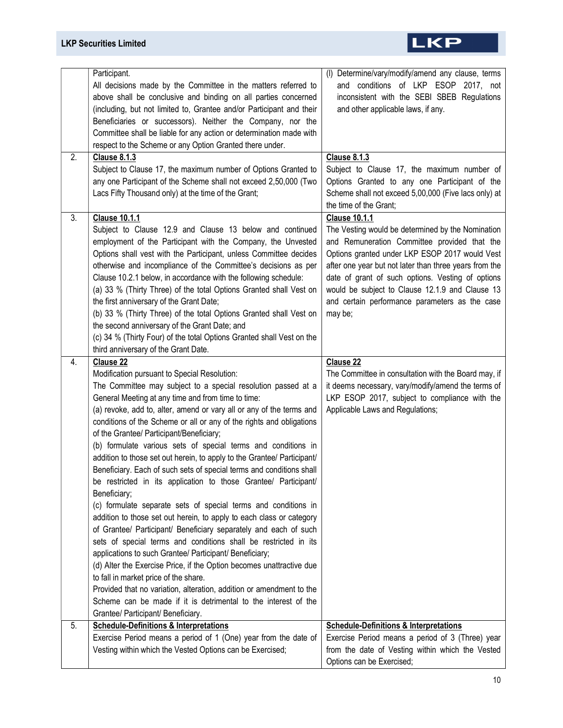| | | |
|---|---|---|
| | Participant.<br>All decisions made by the Committee in the matters referred to above shall be conclusive and binding on all parties concerned (including, but not limited to, Grantee and/or Participant and their Beneficiaries or successors). Neither the Company, nor the Committee shall be liable for any action or determination made with respect to the Scheme or any Option Granted there under. | (l) Determine/vary/modify/amend any clause, terms and conditions of LKP ESOP 2017, not inconsistent with the SEBI SBEB Regulations and other applicable laws, if any. |
| 2. | **Clause 8.1.3**<br>Subject to Clause 17, the maximum number of Options Granted to any one Participant of the Scheme shall not exceed 2,50,000 (Two Lacs Fifty Thousand only) at the time of the Grant; | **Clause 8.1.3**<br>Subject to Clause 17, the maximum number of Options Granted to any one Participant of the Scheme shall not exceed 5,00,000 (Five lacs only) at the time of the Grant; |
| 3. | **Clause 10.1.1**<br>Subject to Clause 12.9 and Clause 13 below and continued employment of the Participant with the Company, the Unvested Options shall vest with the Participant, unless Committee decides otherwise and incompliance of the Committee's decisions as per Clause 10.2.1 below, in accordance with the following schedule:<br>(a) 33 % (Thirty Three) of the total Options Granted shall Vest on the first anniversary of the Grant Date;<br>(b) 33 % (Thirty Three) of the total Options Granted shall Vest on the second anniversary of the Grant Date; and<br>(c) 34 % (Thirty Four) of the total Options Granted shall Vest on the third anniversary of the Grant Date. | **Clause 10.1.1**<br>The Vesting would be determined by the Nomination and Remuneration Committee provided that the Options granted under LKP ESOP 2017 would Vest after one year but not later than three years from the date of grant of such options. Vesting of options would be subject to Clause 12.1.9 and Clause 13 and certain performance parameters as the case may be; |
| 4. | **Clause 22**<br>Modification pursuant to Special Resolution:<br>The Committee may subject to a special resolution passed at a General Meeting at any time and from time to time:<br>(a) revoke, add to, alter, amend or vary all or any of the terms and conditions of the Scheme or all or any of the rights and obligations of the Grantee/ Participant/Beneficiary;<br>(b) formulate various sets of special terms and conditions in addition to those set out herein, to apply to the Grantee/ Participant/ Beneficiary. Each of such sets of special terms and conditions shall be restricted in its application to those Grantee/ Participant/ Beneficiary;<br>(c) formulate separate sets of special terms and conditions in addition to those set out herein, to apply to each class or category of Grantee/ Participant/ Beneficiary separately and each of such sets of special terms and conditions shall be restricted in its applications to such Grantee/ Participant/ Beneficiary;<br>(d) Alter the Exercise Price, if the Option becomes unattractive due to fall in market price of the share.<br>Provided that no variation, alteration, addition or amendment to the Scheme can be made if it is detrimental to the interest of the Grantee/ Participant/ Beneficiary. | **Clause 22**<br>The Committee in consultation with the Board may, if it deems necessary, vary/modify/amend the terms of LKP ESOP 2017, subject to compliance with the Applicable Laws and Regulations; |
| 5. | **Schedule-Definitions & Interpretations**<br>Exercise Period means a period of 1 (One) year from the date of Vesting within which the Vested Options can be Exercised; | **Schedule-Definitions & Interpretations**<br>Exercise Period means a period of 3 (Three) year from the date of Vesting within which the Vested Options can be Exercised; |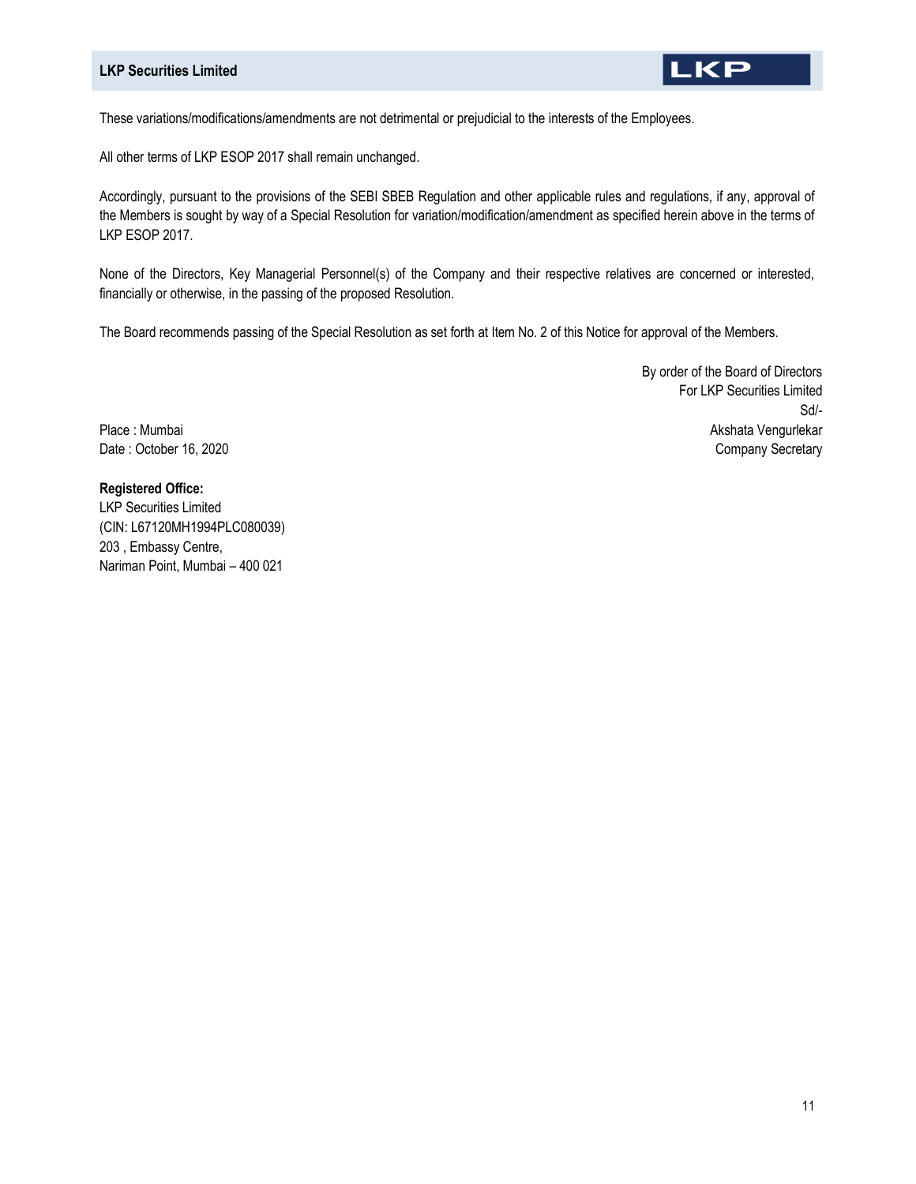These variations/modifications/amendments are not detrimental or prejudicial to the interests of the Employees.

All other terms of LKP ESOP 2017 shall remain unchanged.

Accordingly, pursuant to the provisions of the SEBI SBEB Regulation and other applicable rules and regulations, if any, approval of the Members is sought by way of a Special Resolution for variation/modification/amendment as specified herein above in the terms of LKP ESOP 2017.

None of the Directors, Key Managerial Personnel(s) of the Company and their respective relatives are concerned or interested, financially or otherwise, in the passing of the proposed Resolution.

The Board recommends passing of the Special Resolution as set forth at Item No. 2 of this Notice for approval of the Members.

By order of the Board of Directors
For LKP Securities Limited
Sd/-
Akshata Vengurlekar
Company Secretary

Place : Mumbai
Date : October 16, 2020

**Registered Office:**
LKP Securities Limited
(CIN: L67120MH1994PLC080039)
203 , Embassy Centre,
Nariman Point, Mumbai – 400 021